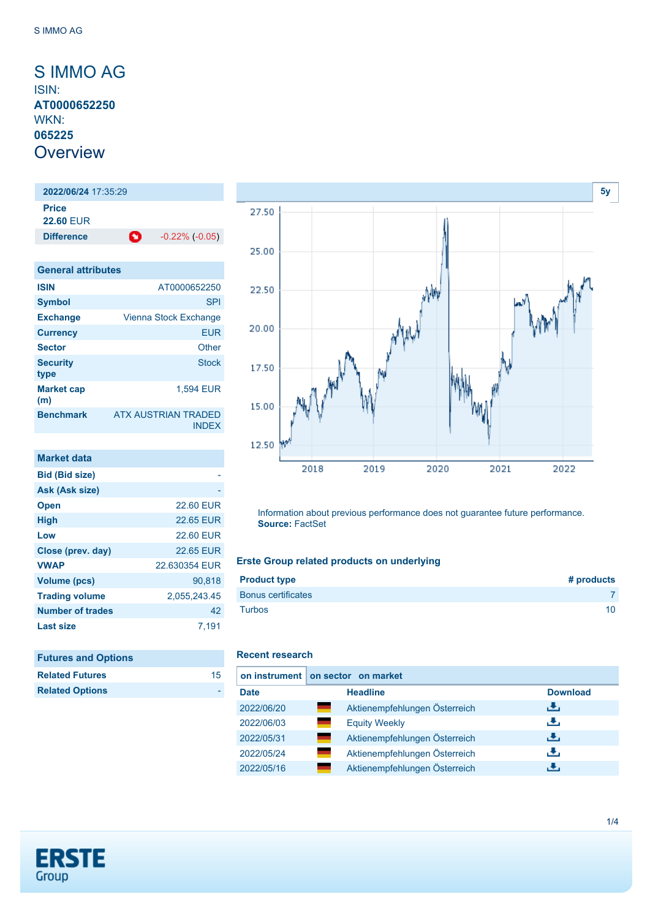# S IMMO AG

ISIN:
**AT0000652250**
WKN:
**065225**

## Overview

| **2022/06/24** 17:35:29 | |
|---|---|
| **Price** 22.60 EUR | |
| **Difference** | -0.22% (-0.05) |

| General attributes | |
|---|---|
| **ISIN** | AT0000652250 |
| **Symbol** | SPI |
| **Exchange** | Vienna Stock Exchange |
| **Currency** | EUR |
| **Sector** | Other |
| **Security type** | Stock |
| **Market cap (m)** | 1,594 EUR |
| **Benchmark** | ATX AUSTRIAN TRADED INDEX |

| Market data | |
|---|---|
| **Bid (Bid size)** | - |
| **Ask (Ask size)** | - |
| **Open** | 22.60 EUR |
| **High** | 22.65 EUR |
| **Low** | 22.60 EUR |
| **Close (prev. day)** | 22.65 EUR |
| **VWAP** | 22.630354 EUR |
| **Volume (pcs)** | 90,818 |
| **Trading volume** | 2,055,243.45 |
| **Number of trades** | 42 |
| **Last size** | 7,191 |

| Futures and Options | |
|---|---|
| **Related Futures** | 15 |
| **Related Options** | - |

5y

Information about previous performance does not guarantee future performance.
**Source:** FactSet

### Erste Group related products on underlying

| Product type | # products |
|---|---|
| Bonus certificates | 7 |
| Turbos | 10 |

### Recent research

**on instrument** | on sector | on market

| Date | | Headline | Download |
|---|---|---|---|
| 2022/06/20 | | Aktienempfehlungen Österreich | |
| 2022/06/03 | | Equity Weekly | |
| 2022/05/31 | | Aktienempfehlungen Österreich | |
| 2022/05/24 | | Aktienempfehlungen Österreich | |
| 2022/05/16 | | Aktienempfehlungen Österreich | |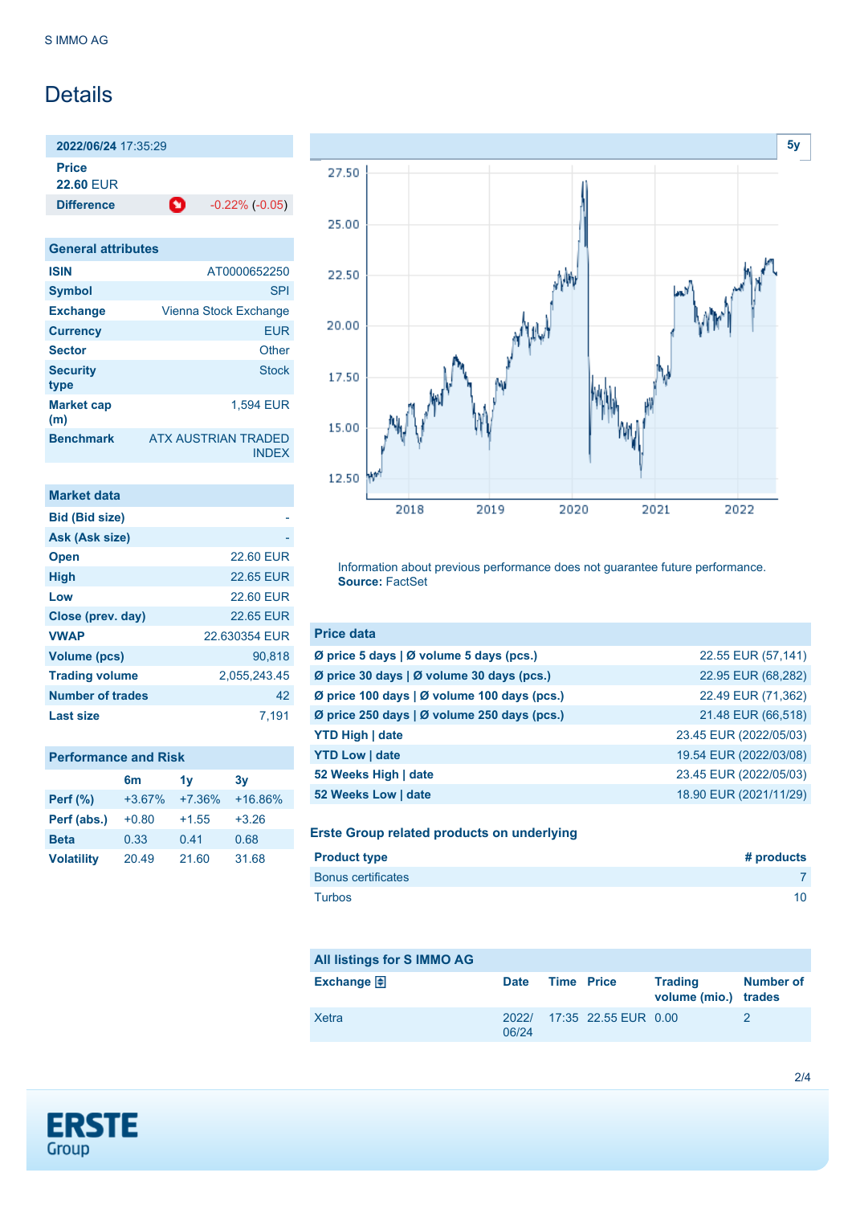S IMMO AG

# Details

**2022/06/24** 17:35:29

**Price**
**22.60** EUR

**Difference** -0.22% (-0.05)

## General attributes

| | |
|---|---|
| **ISIN** | AT0000652250 |
| **Symbol** | SPI |
| **Exchange** | Vienna Stock Exchange |
| **Currency** | EUR |
| **Sector** | Other |
| **Security type** | Stock |
| **Market cap (m)** | 1,594 EUR |
| **Benchmark** | ATX AUSTRIAN TRADED INDEX |

## Market data

| | |
|---|---|
| **Bid (Bid size)** | - |
| **Ask (Ask size)** | - |
| **Open** | 22.60 EUR |
| **High** | 22.65 EUR |
| **Low** | 22.60 EUR |
| **Close (prev. day)** | 22.65 EUR |
| **VWAP** | 22.630354 EUR |
| **Volume (pcs)** | 90,818 |
| **Trading volume** | 2,055,243.45 |
| **Number of trades** | 42 |
| **Last size** | 7,191 |

## Performance and Risk

| | 6m | 1y | 3y |
|---|---|---|---|
| **Perf (%)** | +3.67% | +7.36% | +16.86% |
| **Perf (abs.)** | +0.80 | +1.55 | +3.26 |
| **Beta** | 0.33 | 0.41 | 0.68 |
| **Volatility** | 20.49 | 21.60 | 31.68 |

Information about previous performance does not guarantee future performance.
**Source:** FactSet

## Price data

| | |
|---|---|
| **Ø price 5 days \| Ø volume 5 days (pcs.)** | 22.55 EUR (57,141) |
| **Ø price 30 days \| Ø volume 30 days (pcs.)** | 22.95 EUR (68,282) |
| **Ø price 100 days \| Ø volume 100 days (pcs.)** | 22.49 EUR (71,362) |
| **Ø price 250 days \| Ø volume 250 days (pcs.)** | 21.48 EUR (66,518) |
| **YTD High \| date** | 23.45 EUR (2022/05/03) |
| **YTD Low \| date** | 19.54 EUR (2022/03/08) |
| **52 Weeks High \| date** | 23.45 EUR (2022/05/03) |
| **52 Weeks Low \| date** | 18.90 EUR (2021/11/29) |

## Erste Group related products on underlying

| Product type | # products |
|---|---|
| Bonus certificates | 7 |
| Turbos | 10 |

## All listings for S IMMO AG

| Exchange | Date | Time | Price | Trading volume (mio.) | Number of trades |
|---|---|---|---|---|---|
| Xetra | 2022/06/24 | 17:35 | 22.55 EUR | 0.00 | 2 |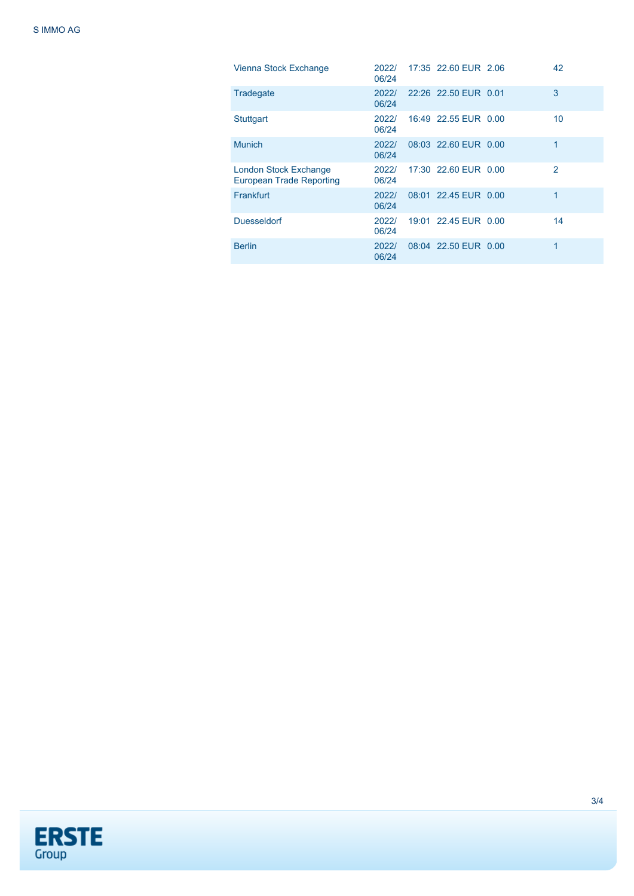| | | | | | |
|---|---|---|---|---|---|
| Vienna Stock Exchange | 2022/06/24 | 17:35 | 22.60 EUR | 2.06 | 42 |
| Tradegate | 2022/06/24 | 22:26 | 22.50 EUR | 0.01 | 3 |
| Stuttgart | 2022/06/24 | 16:49 | 22.55 EUR | 0.00 | 10 |
| Munich | 2022/06/24 | 08:03 | 22.60 EUR | 0.00 | 1 |
| London Stock Exchange European Trade Reporting | 2022/06/24 | 17:30 | 22.60 EUR | 0.00 | 2 |
| Frankfurt | 2022/06/24 | 08:01 | 22.45 EUR | 0.00 | 1 |
| Duesseldorf | 2022/06/24 | 19:01 | 22.45 EUR | 0.00 | 14 |
| Berlin | 2022/06/24 | 08:04 | 22.50 EUR | 0.00 | 1 |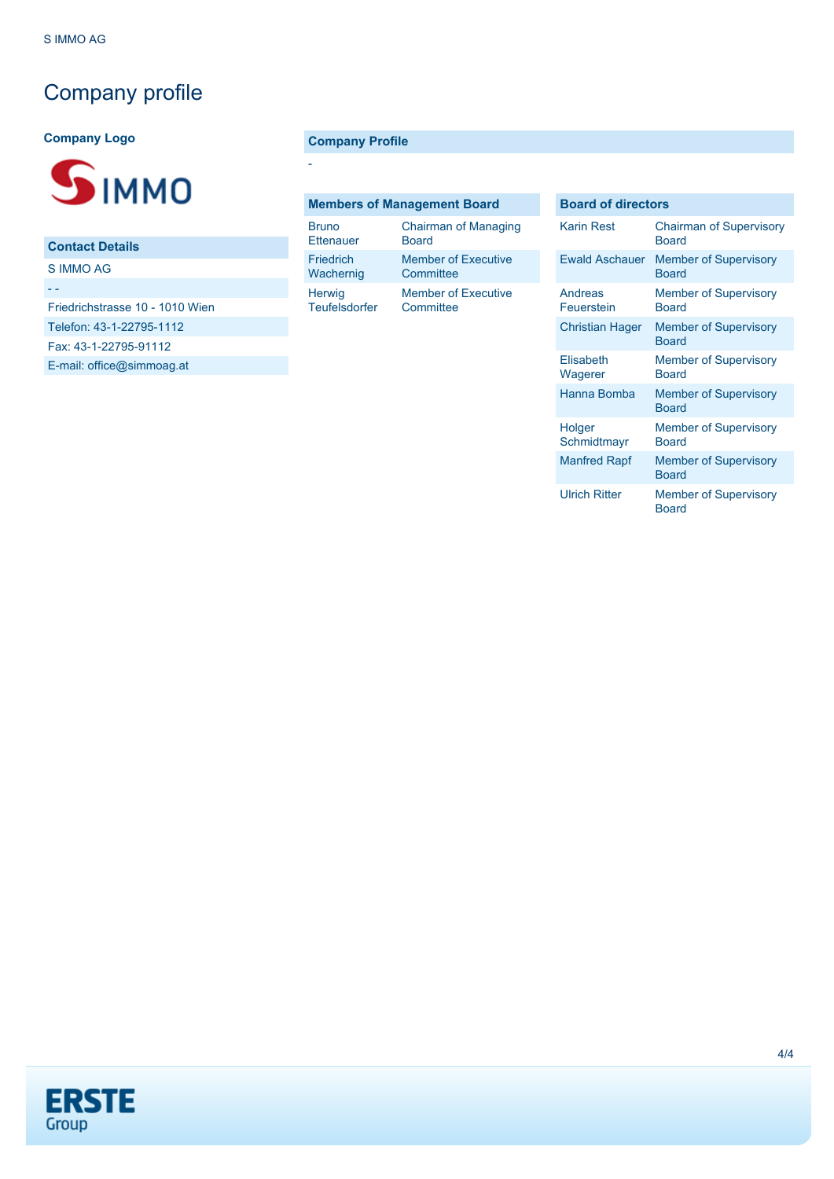# Company profile

**Company Logo**

**Contact Details**

S IMMO AG

- -

Friedrichstrasse 10 - 1010 Wien

Telefon: 43-1-22795-1112

Fax: 43-1-22795-91112

E-mail: office@simmoag.at

## Company Profile

-

| Members of Management Board | |
|---|---|
| Bruno Ettenauer | Chairman of Managing Board |
| Friedrich Wachernig | Member of Executive Committee |
| Herwig Teufelsdorfer | Member of Executive Committee |

| Board of directors | |
|---|---|
| Karin Rest | Chairman of Supervisory Board |
| Ewald Aschauer | Member of Supervisory Board |
| Andreas Feuerstein | Member of Supervisory Board |
| Christian Hager | Member of Supervisory Board |
| Elisabeth Wagerer | Member of Supervisory Board |
| Hanna Bomba | Member of Supervisory Board |
| Holger Schmidtmayr | Member of Supervisory Board |
| Manfred Rapf | Member of Supervisory Board |
| Ulrich Ritter | Member of Supervisory Board |